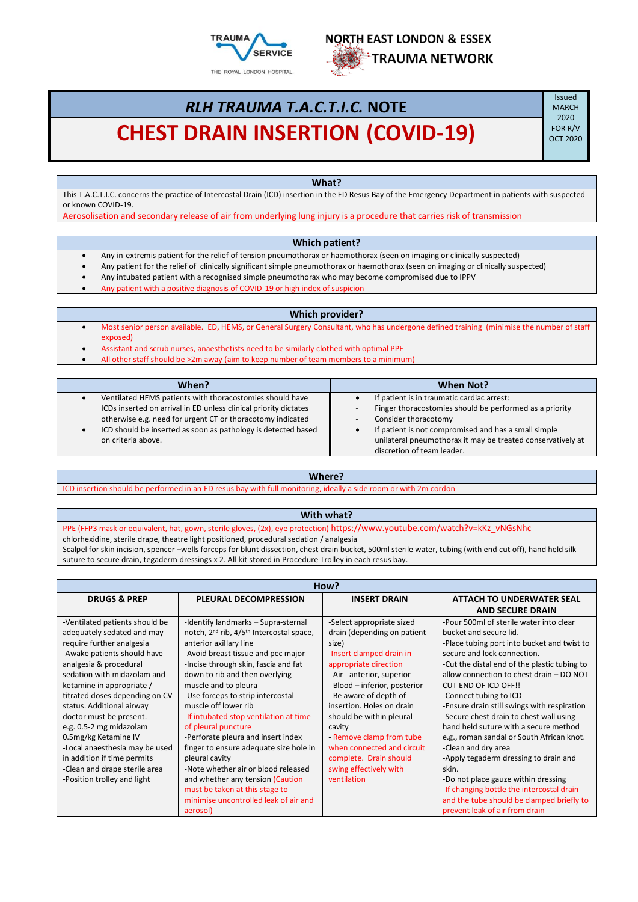TRAUMA SERVICE
THE ROYAL LONDON HOSPITAL

NORTH EAST LONDON & ESSEX TRAUMA NETWORK

# *RLH TRAUMA T.A.C.T.I.C.* NOTE

# CHEST DRAIN INSERTION (COVID-19)

Issued MARCH 2020 FOR R/V OCT 2020

## What?

This T.A.C.T.I.C. concerns the practice of Intercostal Drain (ICD) insertion in the ED Resus Bay of the Emergency Department in patients with suspected or known COVID-19.

Aerosolisation and secondary release of air from underlying lung injury is a procedure that carries risk of transmission

## Which patient?

- Any in-extremis patient for the relief of tension pneumothorax or haemothorax (seen on imaging or clinically suspected)
- Any patient for the relief of clinically significant simple pneumothorax or haemothorax (seen on imaging or clinically suspected)
- Any intubated patient with a recognised simple pneumothorax who may become compromised due to IPPV
- Any patient with a positive diagnosis of COVID-19 or high index of suspicion

## Which provider?

- Most senior person available. ED, HEMS, or General Surgery Consultant, who has undergone defined training (minimise the number of staff exposed)
- Assistant and scrub nurses, anaesthetists need to be similarly clothed with optimal PPE
- All other staff should be >2m away (aim to keep number of team members to a minimum)

| When? | When Not? |
|---|---|
| • Ventilated HEMS patients with thoracostomies should have ICDs inserted on arrival in ED unless clinical priority dictates otherwise e.g. need for urgent CT or thoracotomy indicated<br>• ICD should be inserted as soon as pathology is detected based on criteria above. | • If patient is in traumatic cardiac arrest:<br>- Finger thoracostomies should be performed as a priority<br>- Consider thoracotomy<br>• If patient is not compromised and has a small simple unilateral pneumothorax it may be treated conservatively at discretion of team leader. |

## Where?

ICD insertion should be performed in an ED resus bay with full monitoring, ideally a side room or with 2m cordon

## With what?

PPE (FFP3 mask or equivalent, hat, gown, sterile gloves, (2x), eye protection) https://www.youtube.com/watch?v=kKz_vNGsNhc
chlorhexidine, sterile drape, theatre light positioned, procedural sedation / analgesia
Scalpel for skin incision, spencer –wells forceps for blunt dissection, chest drain bucket, 500ml sterile water, tubing (with end cut off), hand held silk suture to secure drain, tegaderm dressings x 2. All kit stored in Procedure Trolley in each resus bay.

## How?

| DRUGS & PREP | PLEURAL DECOMPRESSION | INSERT DRAIN | ATTACH TO UNDERWATER SEAL AND SECURE DRAIN |
|---|---|---|---|
| -Ventilated patients should be adequately sedated and may require further analgesia<br>-Awake patients should have analgesia & procedural sedation with midazolam and ketamine in appropriate / titrated doses depending on CV status. Additional airway doctor must be present. e.g. 0.5-2 mg midazolam 0.5mg/kg Ketamine IV<br>-Local anaesthesia may be used in addition if time permits<br>-Clean and drape sterile area<br>-Position trolley and light | -Identify landmarks – Supra-sternal notch, 2[nd] rib, 4/5[th] Intercostal space, anterior axillary line<br>-Avoid breast tissue and pec major<br>-Incise through skin, fascia and fat down to rib and then overlying muscle and to pleura<br>-Use forceps to strip intercostal muscle off lower rib<br>-If intubated stop ventilation at time of pleural puncture<br>-Perforate pleura and insert index finger to ensure adequate size hole in pleural cavity<br>-Note whether air or blood released and whether any tension (Caution must be taken at this stage to minimise uncontrolled leak of air and aerosol) | -Select appropriate sized drain (depending on patient size)<br>-Insert clamped drain in appropriate direction<br>- Air - anterior, superior<br>- Blood – inferior, posterior<br>- Be aware of depth of insertion. Holes on drain should be within pleural cavity<br>- Remove clamp from tube when connected and circuit complete. Drain should swing effectively with ventilation | -Pour 500ml of sterile water into clear bucket and secure lid.<br>-Place tubing port into bucket and twist to secure and lock connection.<br>-Cut the distal end of the plastic tubing to allow connection to chest drain – DO NOT CUT END OF ICD OFF!!<br>-Connect tubing to ICD<br>-Ensure drain still swings with respiration<br>-Secure chest drain to chest wall using hand held suture with a secure method e.g., roman sandal or South African knot.<br>-Clean and dry area<br>-Apply tegaderm dressing to drain and skin.<br>-Do not place gauze within dressing<br>-If changing bottle the intercostal drain and the tube should be clamped briefly to prevent leak of air from drain |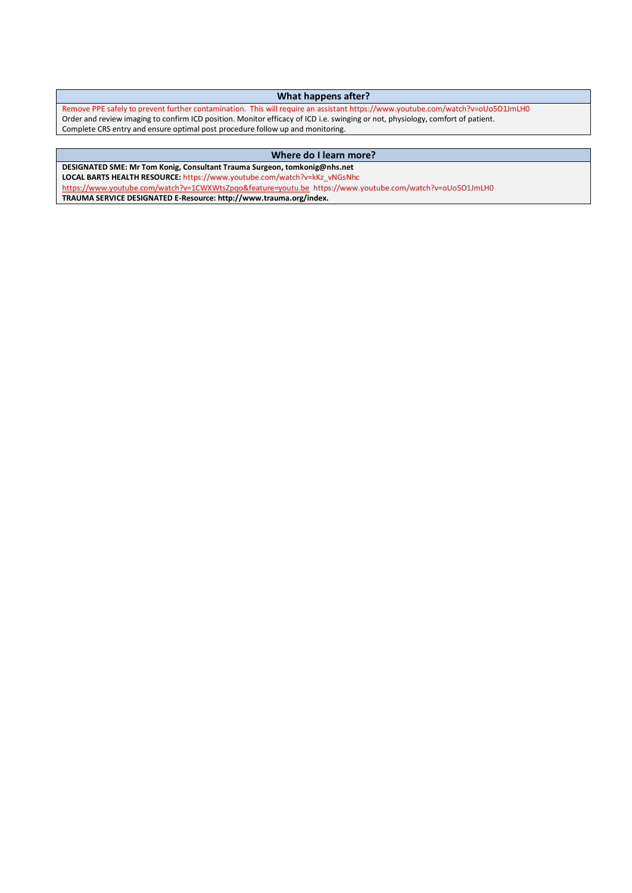## What happens after?

Remove PPE safely to prevent further contamination. This will require an assistant https://www.youtube.com/watch?v=oUo5O1JmLH0
Order and review imaging to confirm ICD position. Monitor efficacy of ICD i.e. swinging or not, physiology, comfort of patient.
Complete CRS entry and ensure optimal post procedure follow up and monitoring.

## Where do I learn more?

**DESIGNATED SME: Mr Tom Konig, Consultant Trauma Surgeon, tomkonig@nhs.net**
**LOCAL BARTS HEALTH RESOURCE:** https://www.youtube.com/watch?v=kKz_vNGsNhc
https://www.youtube.com/watch?v=1CWXWtsZpqo&feature=youtu.be https://www.youtube.com/watch?v=oUo5O1JmLH0
**TRAUMA SERVICE DESIGNATED E-Resource: http://www.trauma.org/index.**